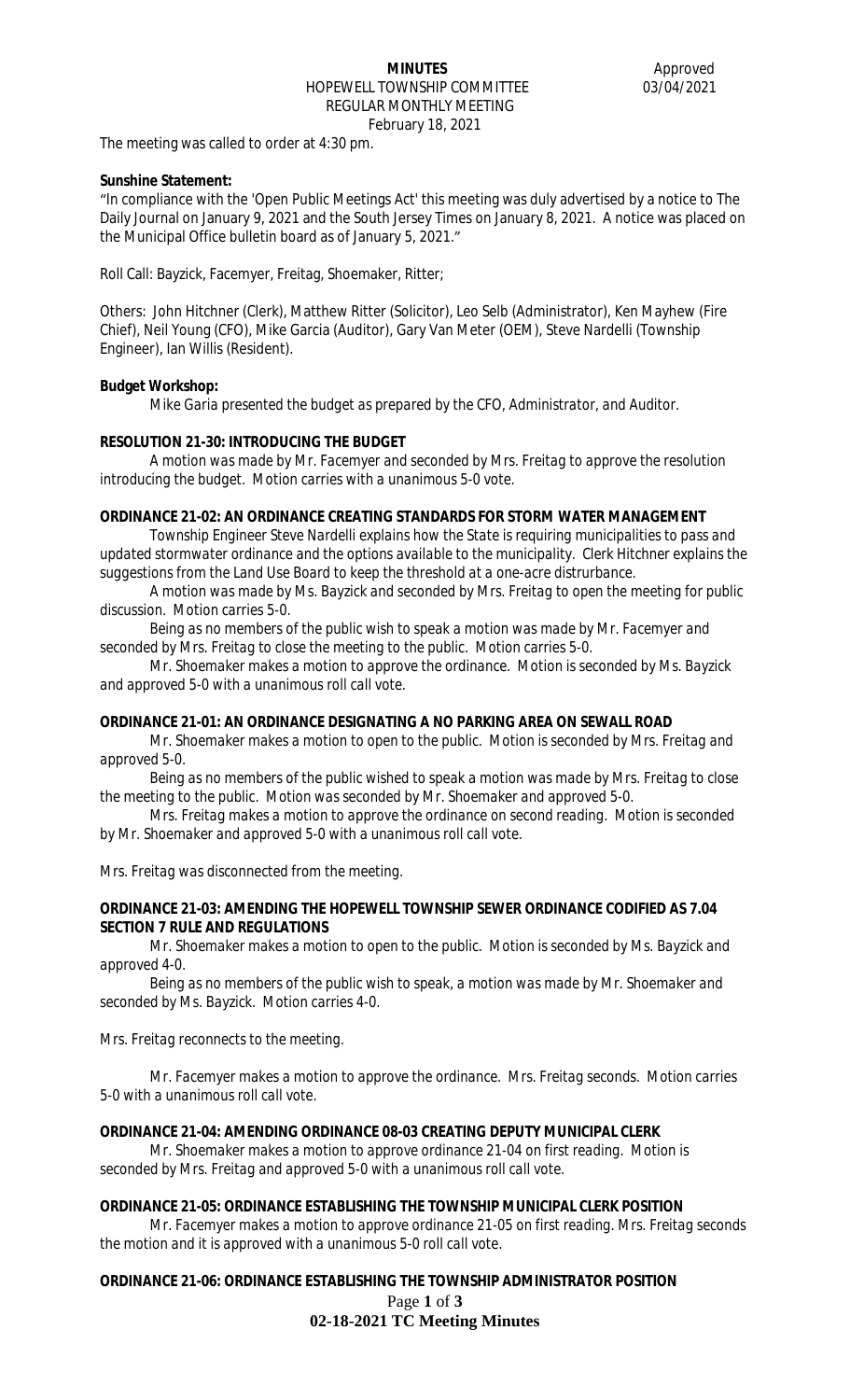**MINUTES**
HOPEWELL TOWNSHIP COMMITTEE
REGULAR MONTHLY MEETING
February 18, 2021

Approved
03/04/2021

The meeting was called to order at 4:30 pm.

**Sunshine Statement:**

"In compliance with the 'Open Public Meetings Act' this meeting was duly advertised by a notice to The Daily Journal on January 9, 2021 and the South Jersey Times on January 8, 2021. A notice was placed on the Municipal Office bulletin board as of January 5, 2021."

Roll Call: Bayzick, Facemyer, Freitag, Shoemaker, Ritter;

Others: John Hitchner (Clerk), Matthew Ritter (Solicitor), Leo Selb (Administrator), Ken Mayhew (Fire Chief), Neil Young (CFO), Mike Garcia (Auditor), Gary Van Meter (OEM), Steve Nardelli (Township Engineer), Ian Willis (Resident).

**Budget Workshop:**

*Mike Garia presented the budget as prepared by the CFO, Administrator, and Auditor.*

**RESOLUTION 21-30: INTRODUCING THE BUDGET**

*A motion was made by Mr. Facemyer and seconded by Mrs. Freitag to approve the resolution introducing the budget. Motion carries with a unanimous 5-0 vote.*

**ORDINANCE 21-02: AN ORDINANCE CREATING STANDARDS FOR STORM WATER MANAGEMENT**

*Township Engineer Steve Nardelli explains how the State is requiring municipalities to pass and updated stormwater ordinance and the options available to the municipality. Clerk Hitchner explains the suggestions from the Land Use Board to keep the threshold at a one-acre distrurbance.*

*A motion was made by Ms. Bayzick and seconded by Mrs. Freitag to open the meeting for public discussion. Motion carries 5-0.*

*Being as no members of the public wish to speak a motion was made by Mr. Facemyer and seconded by Mrs. Freitag to close the meeting to the public. Motion carries 5-0.*

*Mr. Shoemaker makes a motion to approve the ordinance. Motion is seconded by Ms. Bayzick and approved 5-0 with a unanimous roll call vote.*

**ORDINANCE 21-01: AN ORDINANCE DESIGNATING A NO PARKING AREA ON SEWALL ROAD**

*Mr. Shoemaker makes a motion to open to the public. Motion is seconded by Mrs. Freitag and approved 5-0.*

*Being as no members of the public wished to speak a motion was made by Mrs. Freitag to close the meeting to the public. Motion was seconded by Mr. Shoemaker and approved 5-0.*

*Mrs. Freitag makes a motion to approve the ordinance on second reading. Motion is seconded by Mr. Shoemaker and approved 5-0 with a unanimous roll call vote.*

*Mrs. Freitag was disconnected from the meeting.*

**ORDINANCE 21-03: AMENDING THE HOPEWELL TOWNSHIP SEWER ORDINANCE CODIFIED AS 7.04 SECTION 7 RULE AND REGULATIONS**

*Mr. Shoemaker makes a motion to open to the public. Motion is seconded by Ms. Bayzick and approved 4-0.*

*Being as no members of the public wish to speak, a motion was made by Mr. Shoemaker and seconded by Ms. Bayzick. Motion carries 4-0.*

*Mrs. Freitag reconnects to the meeting.*

*Mr. Facemyer makes a motion to approve the ordinance. Mrs. Freitag seconds. Motion carries 5-0 with a unanimous roll call vote.*

**ORDINANCE 21-04: AMENDING ORDINANCE 08-03 CREATING DEPUTY MUNICIPAL CLERK**

*Mr. Shoemaker makes a motion to approve ordinance 21-04 on first reading. Motion is seconded by Mrs. Freitag and approved 5-0 with a unanimous roll call vote.*

**ORDINANCE 21-05: ORDINANCE ESTABLISHING THE TOWNSHIP MUNICIPAL CLERK POSITION**

*Mr. Facemyer makes a motion to approve ordinance 21-05 on first reading. Mrs. Freitag seconds the motion and it is approved with a unanimous 5-0 roll call vote.*

**ORDINANCE 21-06: ORDINANCE ESTABLISHING THE TOWNSHIP ADMINISTRATOR POSITION**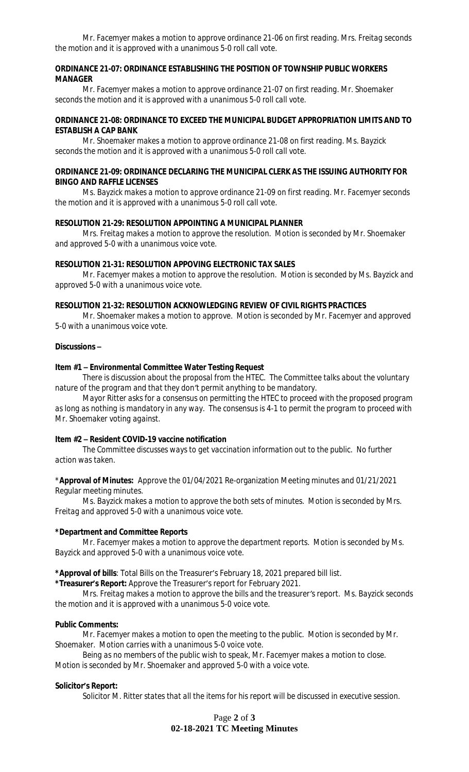*Mr. Facemyer makes a motion to approve ordinance 21-06 on first reading. Mrs. Freitag seconds the motion and it is approved with a unanimous 5-0 roll call vote.*

**ORDINANCE 21-07: ORDINANCE ESTABLISHING THE POSITION OF TOWNSHIP PUBLIC WORKERS MANAGER**

*Mr. Facemyer makes a motion to approve ordinance 21-07 on first reading. Mr. Shoemaker seconds the motion and it is approved with a unanimous 5-0 roll call vote.*

**ORDINANCE 21-08: ORDINANCE TO EXCEED THE MUNICIPAL BUDGET APPROPRIATION LIMITS AND TO ESTABLISH A CAP BANK**

*Mr. Shoemaker makes a motion to approve ordinance 21-08 on first reading. Ms. Bayzick seconds the motion and it is approved with a unanimous 5-0 roll call vote.*

**ORDINANCE 21-09: ORDINANCE DECLARING THE MUNICIPAL CLERK AS THE ISSUING AUTHORITY FOR BINGO AND RAFFLE LICENSES**

*Ms. Bayzick makes a motion to approve ordinance 21-09 on first reading. Mr. Facemyer seconds the motion and it is approved with a unanimous 5-0 roll call vote.*

**RESOLUTION 21-29: RESOLUTION APPOINTING A MUNICIPAL PLANNER**

*Mrs. Freitag makes a motion to approve the resolution. Motion is seconded by Mr. Shoemaker and approved 5-0 with a unanimous voice vote.*

**RESOLUTION 21-31: RESOLUTION APPOVING ELECTRONIC TAX SALES**

*Mr. Facemyer makes a motion to approve the resolution. Motion is seconded by Ms. Bayzick and approved 5-0 with a unanimous voice vote.*

**RESOLUTION 21-32: RESOLUTION ACKNOWLEDGING REVIEW OF CIVIL RIGHTS PRACTICES**

*Mr. Shoemaker makes a motion to approve. Motion is seconded by Mr. Facemyer and approved 5-0 with a unanimous voice vote.*

**Discussions –**

**Item #1 – Environmental Committee Water Testing Request**

*There is discussion about the proposal from the HTEC. The Committee talks about the voluntary nature of the program and that they don't permit anything to be mandatory.*

*Mayor Ritter asks for a consensus on permitting the HTEC to proceed with the proposed program as long as nothing is mandatory in any way. The consensus is 4-1 to permit the program to proceed with Mr. Shoemaker voting against.*

**Item #2 – Resident COVID-19 vaccine notification**

*The Committee discusses ways to get vaccination information out to the public. No further action was taken.*

\***Approval of Minutes:** Approve the 01/04/2021 Re-organization Meeting minutes and 01/21/2021 Regular meeting minutes.

*Ms. Bayzick makes a motion to approve the both sets of minutes. Motion is seconded by Mrs. Freitag and approved 5-0 with a unanimous voice vote.*

**\*Department and Committee Reports**

*Mr. Facemyer makes a motion to approve the department reports. Motion is seconded by Ms. Bayzick and approved 5-0 with a unanimous voice vote.*

**\*Approval of bills**: Total Bills on the Treasurer's February 18, 2021 prepared bill list.

**\*Treasurer's Report:** Approve the Treasurer's report for February 2021.

*Mrs. Freitag makes a motion to approve the bills and the treasurer's report. Ms. Bayzick seconds the motion and it is approved with a unanimous 5-0 voice vote.*

**Public Comments:**

*Mr. Facemyer makes a motion to open the meeting to the public. Motion is seconded by Mr. Shoemaker. Motion carries with a unanimous 5-0 voice vote.*

*Being as no members of the public wish to speak, Mr. Facemyer makes a motion to close. Motion is seconded by Mr. Shoemaker and approved 5-0 with a voice vote.*

**Solicitor's Report:**

*Solicitor M. Ritter states that all the items for his report will be discussed in executive session.*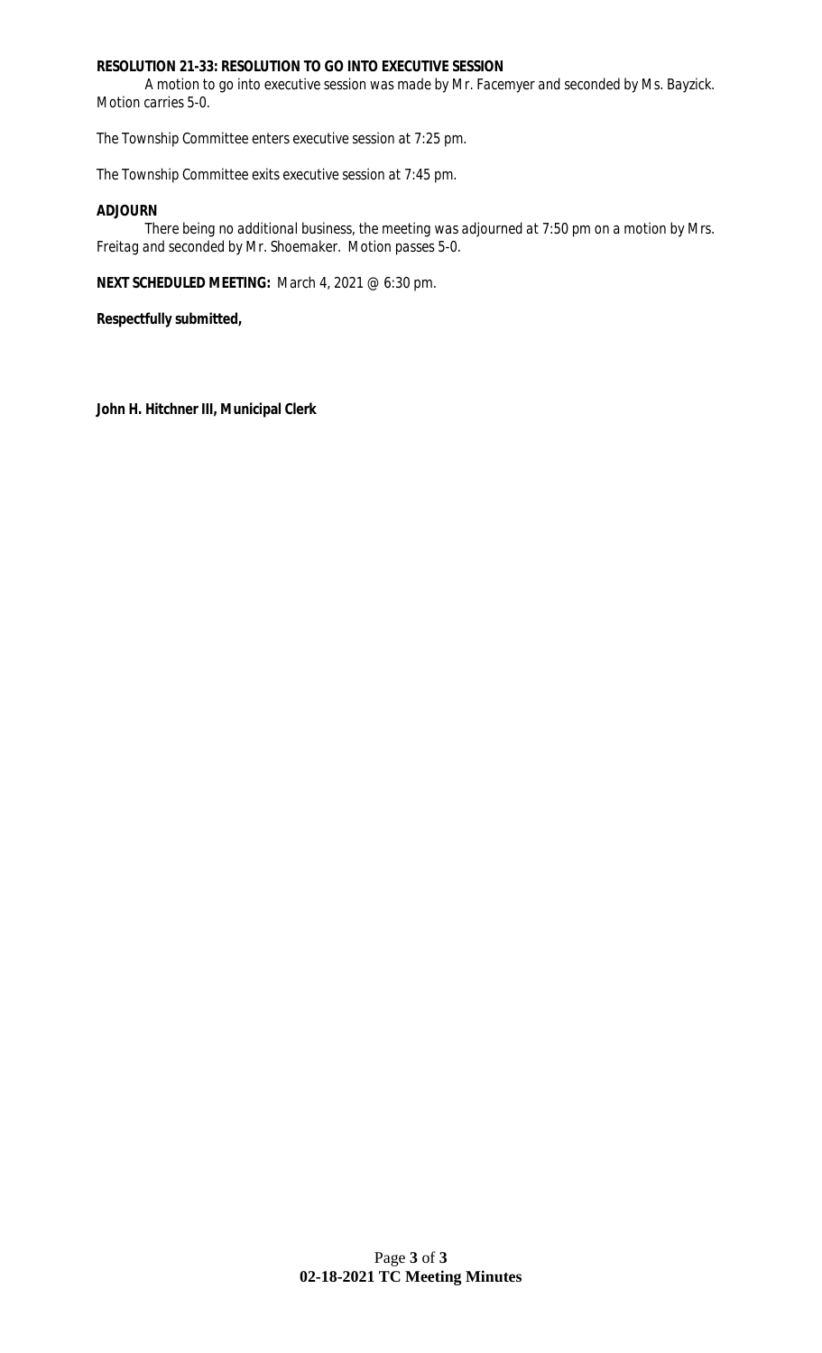**RESOLUTION 21-33: RESOLUTION TO GO INTO EXECUTIVE SESSION**

A motion to go into executive session was made by Mr. Facemyer and seconded by Ms. Bayzick. Motion carries 5-0.

The Township Committee enters executive session at 7:25 pm.

The Township Committee exits executive session at 7:45 pm.

**ADJOURN**

There being no additional business, the meeting was adjourned at 7:50 pm on a motion by Mrs. Freitag and seconded by Mr. Shoemaker. Motion passes 5-0.

**NEXT SCHEDULED MEETING:** March 4, 2021 @ 6:30 pm.

**Respectfully submitted,**

**John H. Hitchner III, Municipal Clerk**